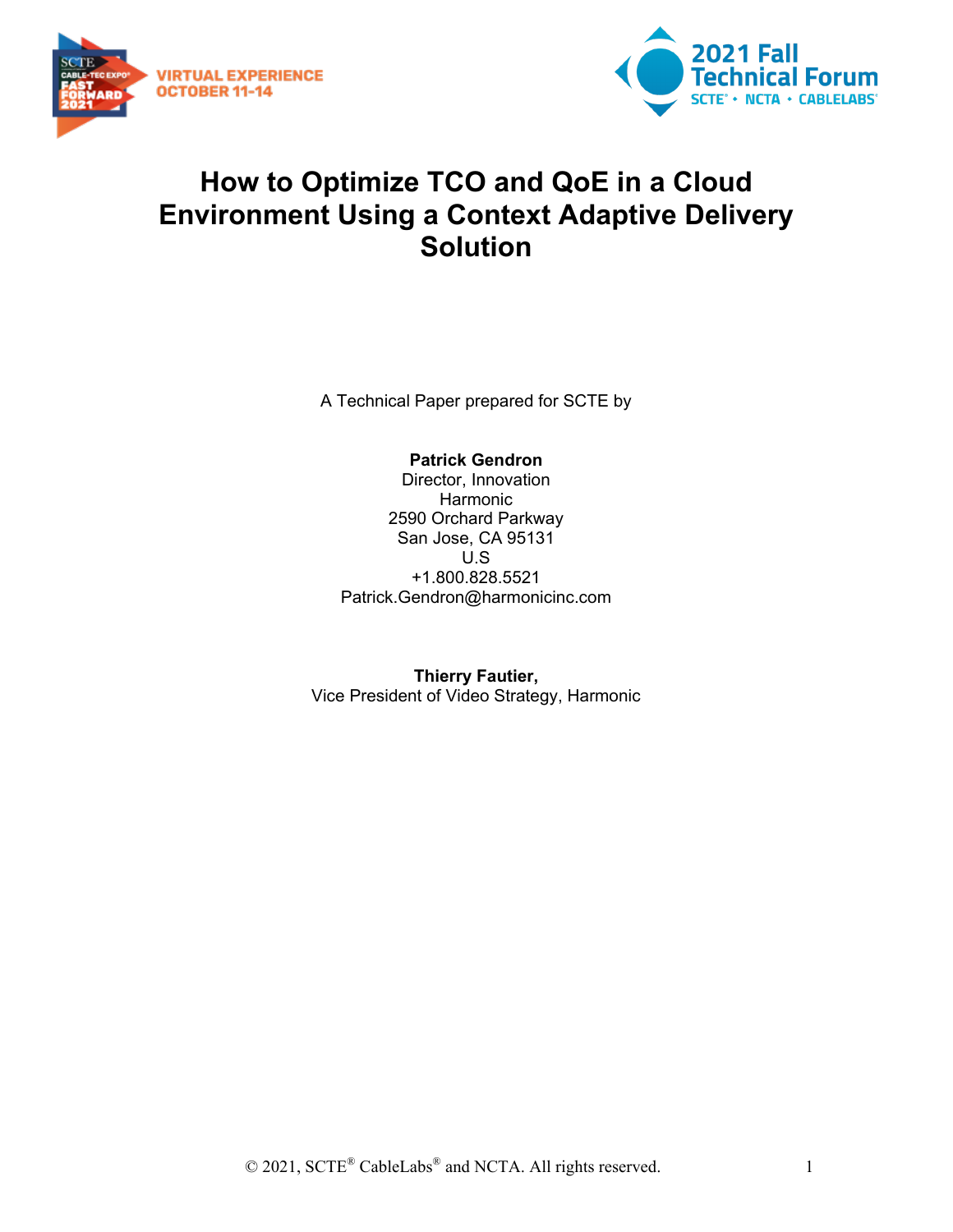# How to Optimize TCO and QoE in a Cloud Environment Using a Context Adaptive Delivery Solution

A Technical Paper prepared for SCTE by

**Patrick Gendron**
Director, Innovation
Harmonic
2590 Orchard Parkway
San Jose, CA 95131
U.S
+1.800.828.5521
Patrick.Gendron@harmonicinc.com

**Thierry Fautier,**
Vice President of Video Strategy, Harmonic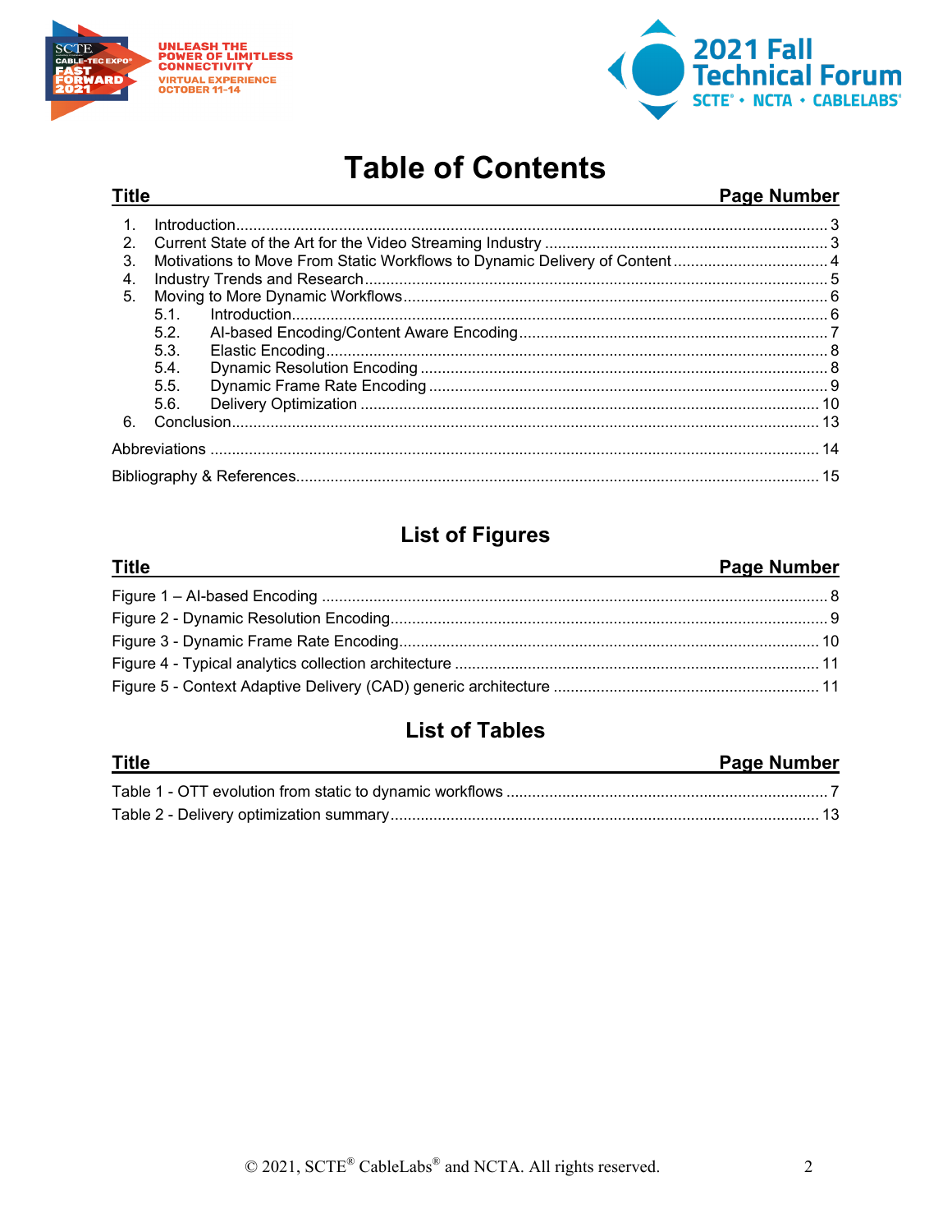# Table of Contents

| Title | Page Number |
|---|---|
| 1. Introduction | 3 |
| 2. Current State of the Art for the Video Streaming Industry | 3 |
| 3. Motivations to Move From Static Workflows to Dynamic Delivery of Content | 4 |
| 4. Industry Trends and Research | 5 |
| 5. Moving to More Dynamic Workflows | 6 |
| 5.1. Introduction | 6 |
| 5.2. AI-based Encoding/Content Aware Encoding | 7 |
| 5.3. Elastic Encoding | 8 |
| 5.4. Dynamic Resolution Encoding | 8 |
| 5.5. Dynamic Frame Rate Encoding | 9 |
| 5.6. Delivery Optimization | 10 |
| 6. Conclusion | 13 |
| Abbreviations | 14 |
| Bibliography & References | 15 |

## List of Figures

| Title | Page Number |
|---|---|
| Figure 1 – AI-based Encoding | 8 |
| Figure 2 - Dynamic Resolution Encoding | 9 |
| Figure 3 - Dynamic Frame Rate Encoding | 10 |
| Figure 4 - Typical analytics collection architecture | 11 |
| Figure 5 - Context Adaptive Delivery (CAD) generic architecture | 11 |

## List of Tables

| Title | Page Number |
|---|---|
| Table 1 - OTT evolution from static to dynamic workflows | 7 |
| Table 2 - Delivery optimization summary | 13 |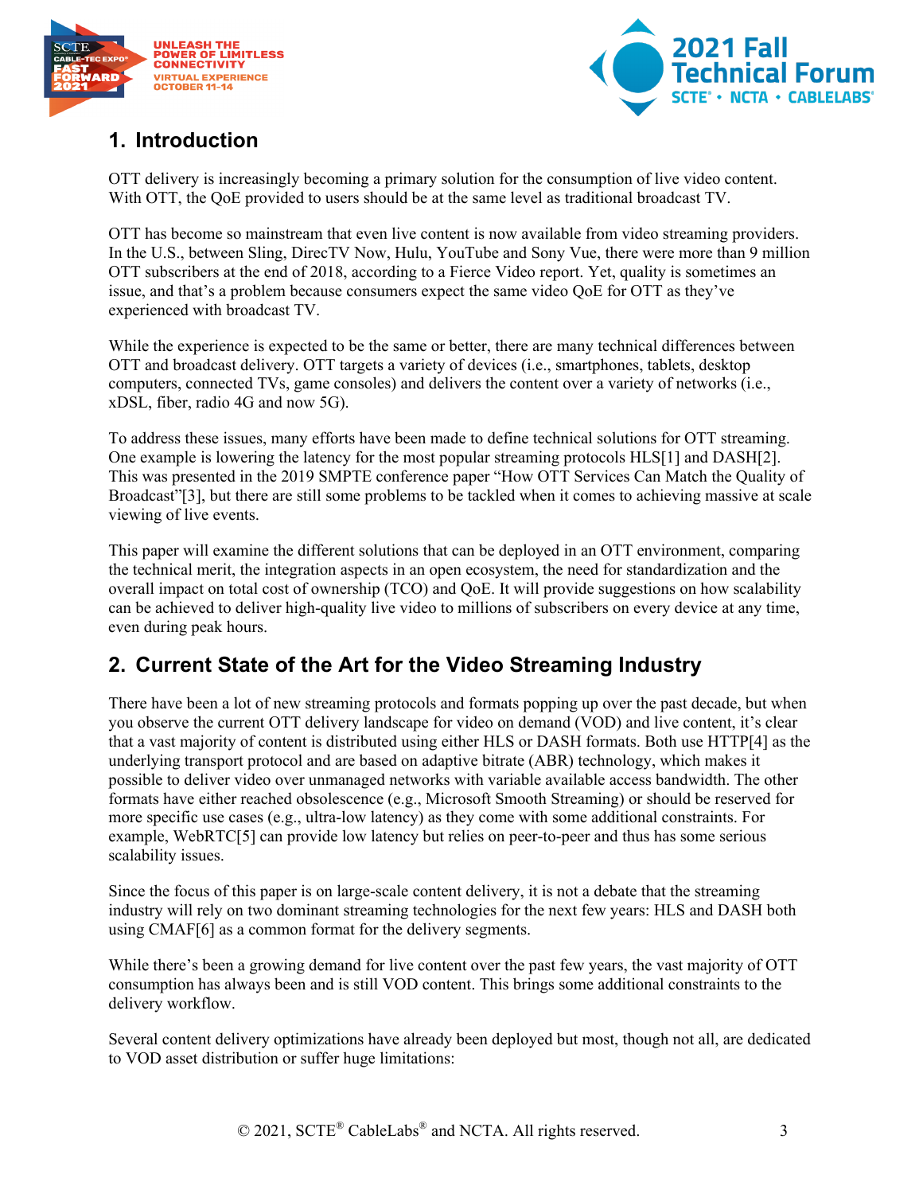## 1. Introduction

OTT delivery is increasingly becoming a primary solution for the consumption of live video content. With OTT, the QoE provided to users should be at the same level as traditional broadcast TV.

OTT has become so mainstream that even live content is now available from video streaming providers. In the U.S., between Sling, DirecTV Now, Hulu, YouTube and Sony Vue, there were more than 9 million OTT subscribers at the end of 2018, according to a Fierce Video report. Yet, quality is sometimes an issue, and that's a problem because consumers expect the same video QoE for OTT as they've experienced with broadcast TV.

While the experience is expected to be the same or better, there are many technical differences between OTT and broadcast delivery. OTT targets a variety of devices (i.e., smartphones, tablets, desktop computers, connected TVs, game consoles) and delivers the content over a variety of networks (i.e., xDSL, fiber, radio 4G and now 5G).

To address these issues, many efforts have been made to define technical solutions for OTT streaming. One example is lowering the latency for the most popular streaming protocols HLS[1] and DASH[2]. This was presented in the 2019 SMPTE conference paper "How OTT Services Can Match the Quality of Broadcast"[3], but there are still some problems to be tackled when it comes to achieving massive at scale viewing of live events.

This paper will examine the different solutions that can be deployed in an OTT environment, comparing the technical merit, the integration aspects in an open ecosystem, the need for standardization and the overall impact on total cost of ownership (TCO) and QoE. It will provide suggestions on how scalability can be achieved to deliver high-quality live video to millions of subscribers on every device at any time, even during peak hours.

## 2. Current State of the Art for the Video Streaming Industry

There have been a lot of new streaming protocols and formats popping up over the past decade, but when you observe the current OTT delivery landscape for video on demand (VOD) and live content, it's clear that a vast majority of content is distributed using either HLS or DASH formats. Both use HTTP[4] as the underlying transport protocol and are based on adaptive bitrate (ABR) technology, which makes it possible to deliver video over unmanaged networks with variable available access bandwidth. The other formats have either reached obsolescence (e.g., Microsoft Smooth Streaming) or should be reserved for more specific use cases (e.g., ultra-low latency) as they come with some additional constraints. For example, WebRTC[5] can provide low latency but relies on peer-to-peer and thus has some serious scalability issues.

Since the focus of this paper is on large-scale content delivery, it is not a debate that the streaming industry will rely on two dominant streaming technologies for the next few years: HLS and DASH both using CMAF[6] as a common format for the delivery segments.

While there's been a growing demand for live content over the past few years, the vast majority of OTT consumption has always been and is still VOD content. This brings some additional constraints to the delivery workflow.

Several content delivery optimizations have already been deployed but most, though not all, are dedicated to VOD asset distribution or suffer huge limitations: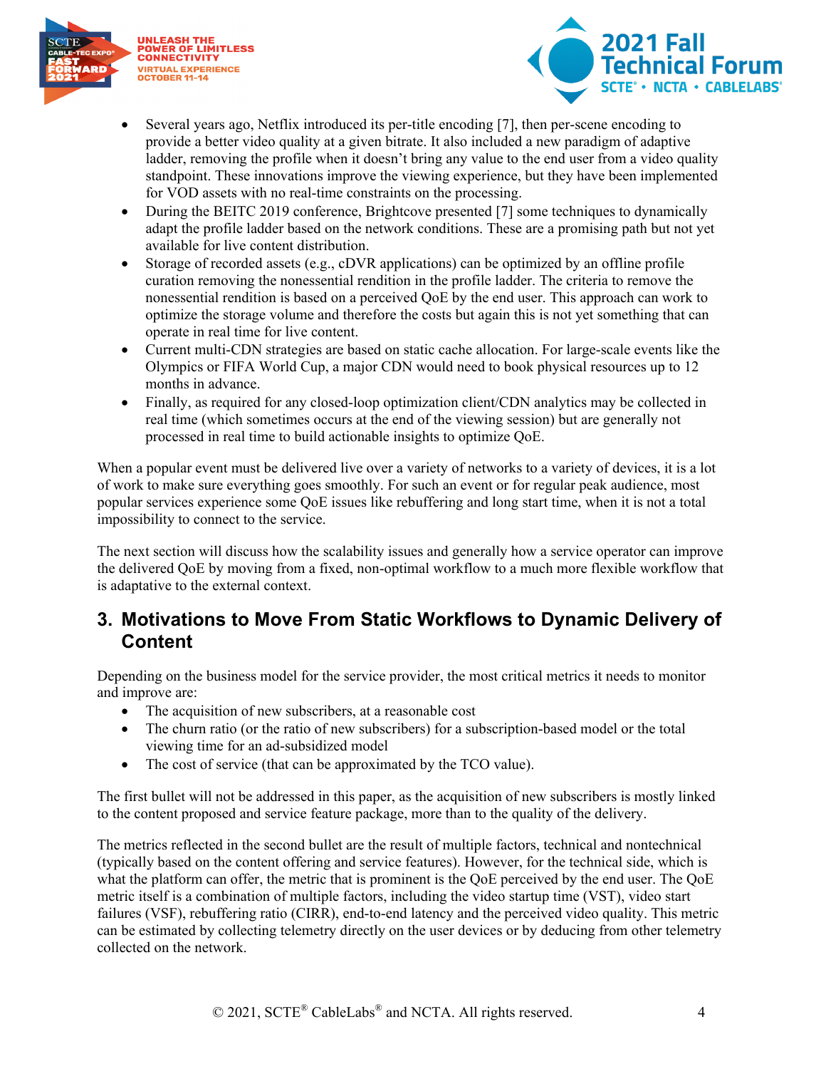- Several years ago, Netflix introduced its per-title encoding [7], then per-scene encoding to provide a better video quality at a given bitrate. It also included a new paradigm of adaptive ladder, removing the profile when it doesn't bring any value to the end user from a video quality standpoint. These innovations improve the viewing experience, but they have been implemented for VOD assets with no real-time constraints on the processing.
- During the BEITC 2019 conference, Brightcove presented [7] some techniques to dynamically adapt the profile ladder based on the network conditions. These are a promising path but not yet available for live content distribution.
- Storage of recorded assets (e.g., cDVR applications) can be optimized by an offline profile curation removing the nonessential rendition in the profile ladder. The criteria to remove the nonessential rendition is based on a perceived QoE by the end user. This approach can work to optimize the storage volume and therefore the costs but again this is not yet something that can operate in real time for live content.
- Current multi-CDN strategies are based on static cache allocation. For large-scale events like the Olympics or FIFA World Cup, a major CDN would need to book physical resources up to 12 months in advance.
- Finally, as required for any closed-loop optimization client/CDN analytics may be collected in real time (which sometimes occurs at the end of the viewing session) but are generally not processed in real time to build actionable insights to optimize QoE.

When a popular event must be delivered live over a variety of networks to a variety of devices, it is a lot of work to make sure everything goes smoothly. For such an event or for regular peak audience, most popular services experience some QoE issues like rebuffering and long start time, when it is not a total impossibility to connect to the service.

The next section will discuss how the scalability issues and generally how a service operator can improve the delivered QoE by moving from a fixed, non-optimal workflow to a much more flexible workflow that is adaptative to the external context.

## 3. Motivations to Move From Static Workflows to Dynamic Delivery of Content

Depending on the business model for the service provider, the most critical metrics it needs to monitor and improve are:

- The acquisition of new subscribers, at a reasonable cost
- The churn ratio (or the ratio of new subscribers) for a subscription-based model or the total viewing time for an ad-subsidized model
- The cost of service (that can be approximated by the TCO value).

The first bullet will not be addressed in this paper, as the acquisition of new subscribers is mostly linked to the content proposed and service feature package, more than to the quality of the delivery.

The metrics reflected in the second bullet are the result of multiple factors, technical and nontechnical (typically based on the content offering and service features). However, for the technical side, which is what the platform can offer, the metric that is prominent is the QoE perceived by the end user. The QoE metric itself is a combination of multiple factors, including the video startup time (VST), video start failures (VSF), rebuffering ratio (CIRR), end-to-end latency and the perceived video quality. This metric can be estimated by collecting telemetry directly on the user devices or by deducing from other telemetry collected on the network.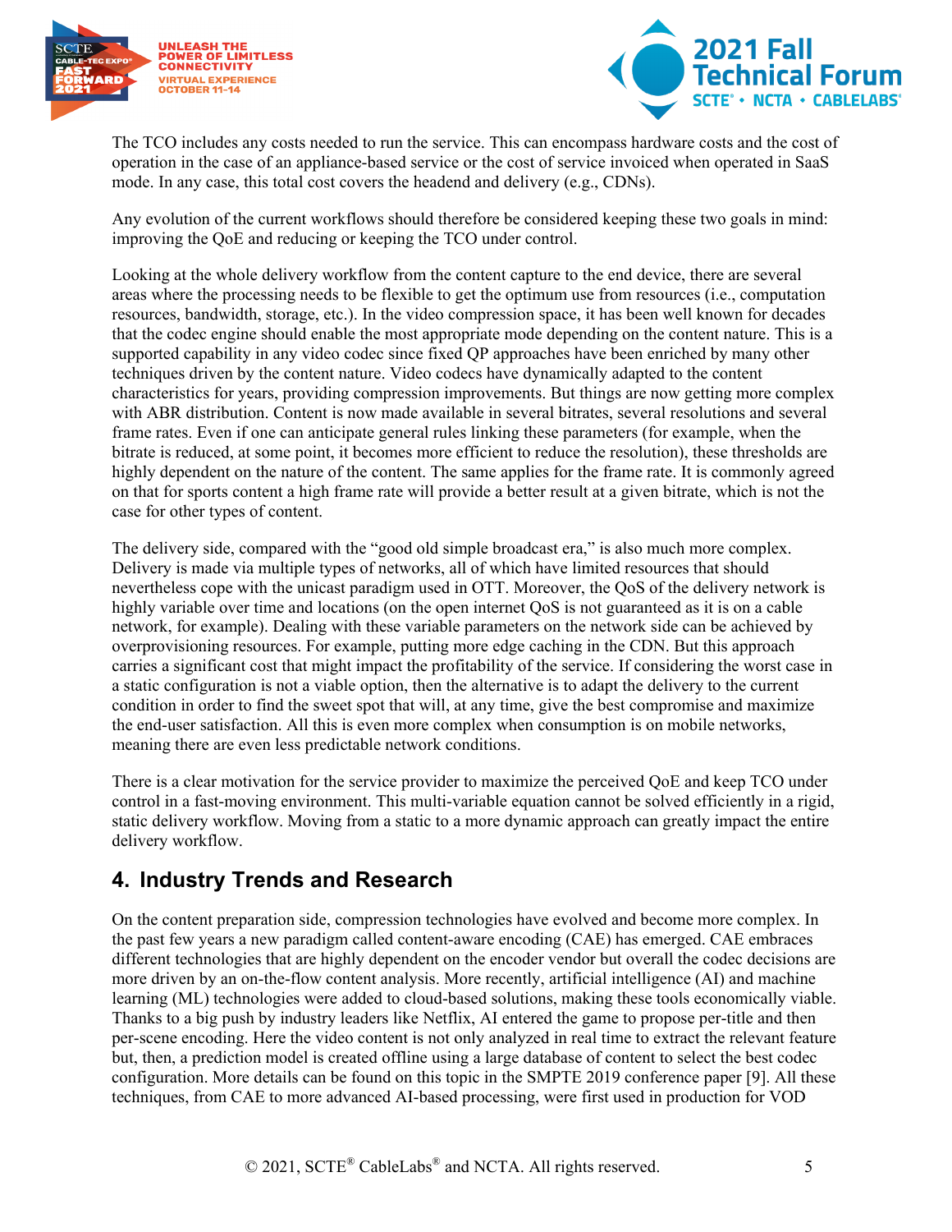The TCO includes any costs needed to run the service. This can encompass hardware costs and the cost of operation in the case of an appliance-based service or the cost of service invoiced when operated in SaaS mode. In any case, this total cost covers the headend and delivery (e.g., CDNs).

Any evolution of the current workflows should therefore be considered keeping these two goals in mind: improving the QoE and reducing or keeping the TCO under control.

Looking at the whole delivery workflow from the content capture to the end device, there are several areas where the processing needs to be flexible to get the optimum use from resources (i.e., computation resources, bandwidth, storage, etc.). In the video compression space, it has been well known for decades that the codec engine should enable the most appropriate mode depending on the content nature. This is a supported capability in any video codec since fixed QP approaches have been enriched by many other techniques driven by the content nature. Video codecs have dynamically adapted to the content characteristics for years, providing compression improvements. But things are now getting more complex with ABR distribution. Content is now made available in several bitrates, several resolutions and several frame rates. Even if one can anticipate general rules linking these parameters (for example, when the bitrate is reduced, at some point, it becomes more efficient to reduce the resolution), these thresholds are highly dependent on the nature of the content. The same applies for the frame rate. It is commonly agreed on that for sports content a high frame rate will provide a better result at a given bitrate, which is not the case for other types of content.

The delivery side, compared with the "good old simple broadcast era," is also much more complex. Delivery is made via multiple types of networks, all of which have limited resources that should nevertheless cope with the unicast paradigm used in OTT. Moreover, the QoS of the delivery network is highly variable over time and locations (on the open internet QoS is not guaranteed as it is on a cable network, for example). Dealing with these variable parameters on the network side can be achieved by overprovisioning resources. For example, putting more edge caching in the CDN. But this approach carries a significant cost that might impact the profitability of the service. If considering the worst case in a static configuration is not a viable option, then the alternative is to adapt the delivery to the current condition in order to find the sweet spot that will, at any time, give the best compromise and maximize the end-user satisfaction. All this is even more complex when consumption is on mobile networks, meaning there are even less predictable network conditions.

There is a clear motivation for the service provider to maximize the perceived QoE and keep TCO under control in a fast-moving environment. This multi-variable equation cannot be solved efficiently in a rigid, static delivery workflow. Moving from a static to a more dynamic approach can greatly impact the entire delivery workflow.

## 4. Industry Trends and Research

On the content preparation side, compression technologies have evolved and become more complex. In the past few years a new paradigm called content-aware encoding (CAE) has emerged. CAE embraces different technologies that are highly dependent on the encoder vendor but overall the codec decisions are more driven by an on-the-flow content analysis. More recently, artificial intelligence (AI) and machine learning (ML) technologies were added to cloud-based solutions, making these tools economically viable. Thanks to a big push by industry leaders like Netflix, AI entered the game to propose per-title and then per-scene encoding. Here the video content is not only analyzed in real time to extract the relevant feature but, then, a prediction model is created offline using a large database of content to select the best codec configuration. More details can be found on this topic in the SMPTE 2019 conference paper [9]. All these techniques, from CAE to more advanced AI-based processing, were first used in production for VOD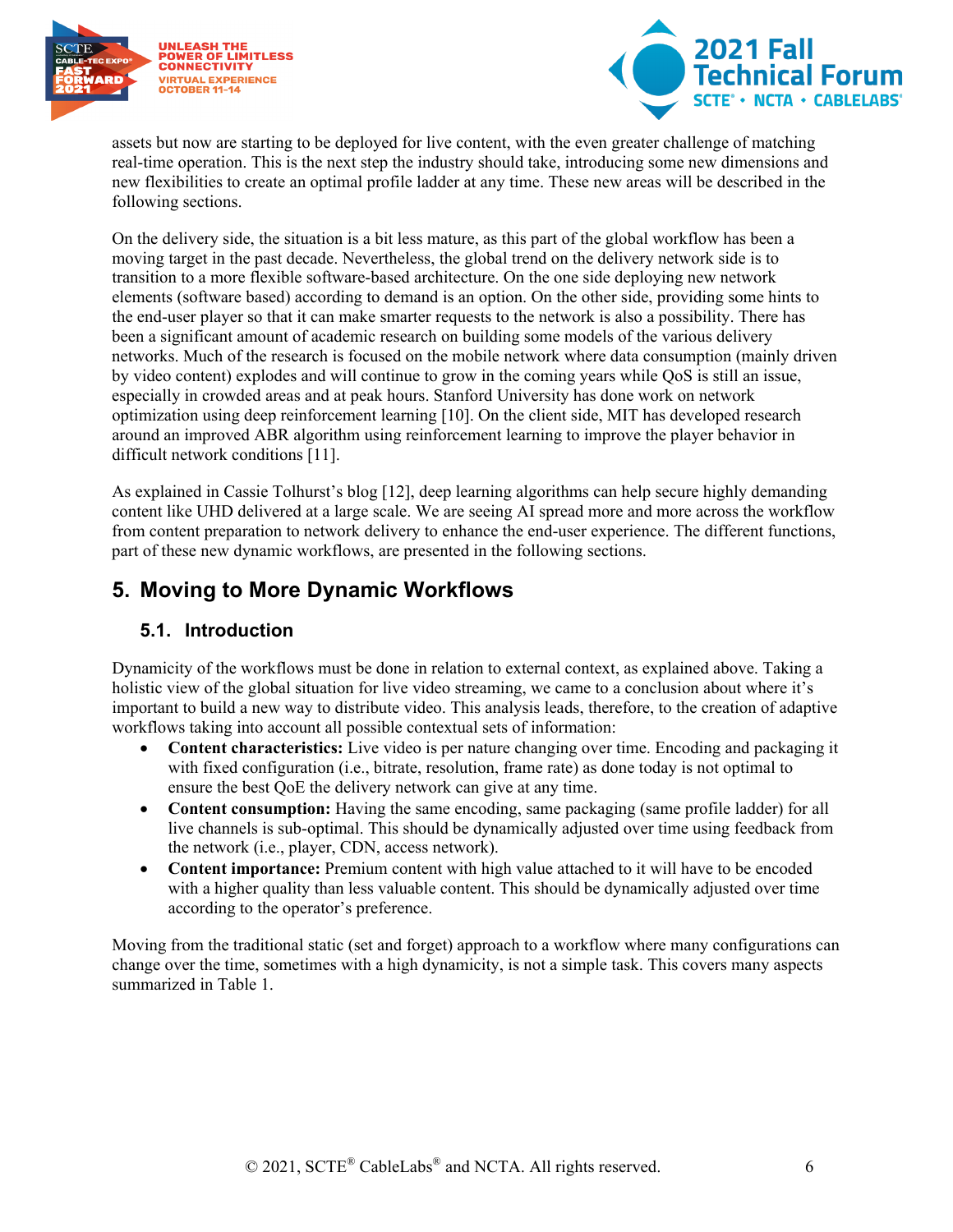assets but now are starting to be deployed for live content, with the even greater challenge of matching real-time operation. This is the next step the industry should take, introducing some new dimensions and new flexibilities to create an optimal profile ladder at any time. These new areas will be described in the following sections.

On the delivery side, the situation is a bit less mature, as this part of the global workflow has been a moving target in the past decade. Nevertheless, the global trend on the delivery network side is to transition to a more flexible software-based architecture. On the one side deploying new network elements (software based) according to demand is an option. On the other side, providing some hints to the end-user player so that it can make smarter requests to the network is also a possibility. There has been a significant amount of academic research on building some models of the various delivery networks. Much of the research is focused on the mobile network where data consumption (mainly driven by video content) explodes and will continue to grow in the coming years while QoS is still an issue, especially in crowded areas and at peak hours. Stanford University has done work on network optimization using deep reinforcement learning [10]. On the client side, MIT has developed research around an improved ABR algorithm using reinforcement learning to improve the player behavior in difficult network conditions [11].

As explained in Cassie Tolhurst's blog [12], deep learning algorithms can help secure highly demanding content like UHD delivered at a large scale. We are seeing AI spread more and more across the workflow from content preparation to network delivery to enhance the end-user experience. The different functions, part of these new dynamic workflows, are presented in the following sections.

## 5. Moving to More Dynamic Workflows

### 5.1. Introduction

Dynamicity of the workflows must be done in relation to external context, as explained above. Taking a holistic view of the global situation for live video streaming, we came to a conclusion about where it's important to build a new way to distribute video. This analysis leads, therefore, to the creation of adaptive workflows taking into account all possible contextual sets of information:

- **Content characteristics:** Live video is per nature changing over time. Encoding and packaging it with fixed configuration (i.e., bitrate, resolution, frame rate) as done today is not optimal to ensure the best QoE the delivery network can give at any time.
- **Content consumption:** Having the same encoding, same packaging (same profile ladder) for all live channels is sub-optimal. This should be dynamically adjusted over time using feedback from the network (i.e., player, CDN, access network).
- **Content importance:** Premium content with high value attached to it will have to be encoded with a higher quality than less valuable content. This should be dynamically adjusted over time according to the operator's preference.

Moving from the traditional static (set and forget) approach to a workflow where many configurations can change over the time, sometimes with a high dynamicity, is not a simple task. This covers many aspects summarized in Table 1.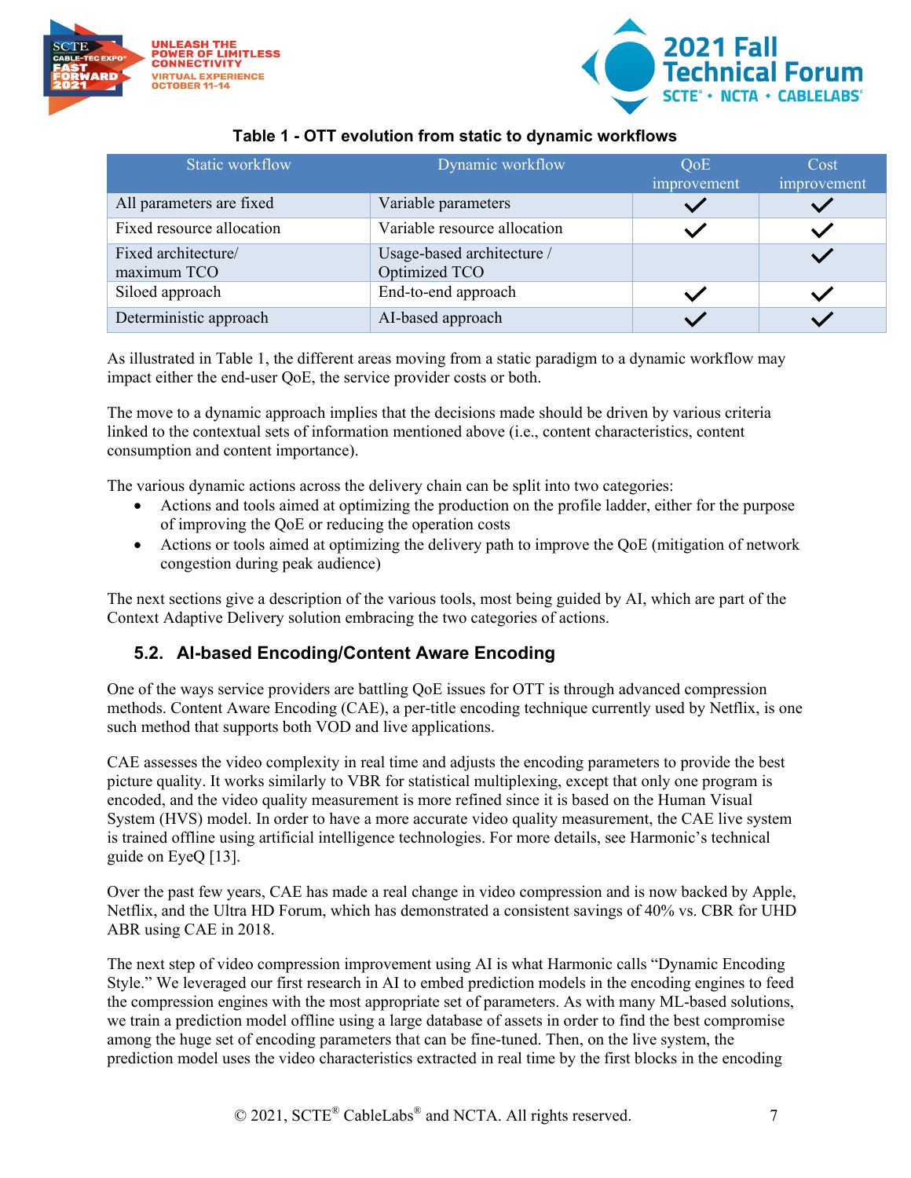**Table 1 - OTT evolution from static to dynamic workflows**

| Static workflow | Dynamic workflow | QoE improvement | Cost improvement |
|---|---|---|---|
| All parameters are fixed | Variable parameters | ✓ | ✓ |
| Fixed resource allocation | Variable resource allocation | ✓ | ✓ |
| Fixed architecture/ maximum TCO | Usage-based architecture / Optimized TCO | | ✓ |
| Siloed approach | End-to-end approach | ✓ | ✓ |
| Deterministic approach | AI-based approach | ✓ | ✓ |

As illustrated in Table 1, the different areas moving from a static paradigm to a dynamic workflow may impact either the end-user QoE, the service provider costs or both.

The move to a dynamic approach implies that the decisions made should be driven by various criteria linked to the contextual sets of information mentioned above (i.e., content characteristics, content consumption and content importance).

The various dynamic actions across the delivery chain can be split into two categories:

- Actions and tools aimed at optimizing the production on the profile ladder, either for the purpose of improving the QoE or reducing the operation costs
- Actions or tools aimed at optimizing the delivery path to improve the QoE (mitigation of network congestion during peak audience)

The next sections give a description of the various tools, most being guided by AI, which are part of the Context Adaptive Delivery solution embracing the two categories of actions.

### 5.2. AI-based Encoding/Content Aware Encoding

One of the ways service providers are battling QoE issues for OTT is through advanced compression methods. Content Aware Encoding (CAE), a per-title encoding technique currently used by Netflix, is one such method that supports both VOD and live applications.

CAE assesses the video complexity in real time and adjusts the encoding parameters to provide the best picture quality. It works similarly to VBR for statistical multiplexing, except that only one program is encoded, and the video quality measurement is more refined since it is based on the Human Visual System (HVS) model. In order to have a more accurate video quality measurement, the CAE live system is trained offline using artificial intelligence technologies. For more details, see Harmonic's technical guide on EyeQ [13].

Over the past few years, CAE has made a real change in video compression and is now backed by Apple, Netflix, and the Ultra HD Forum, which has demonstrated a consistent savings of 40% vs. CBR for UHD ABR using CAE in 2018.

The next step of video compression improvement using AI is what Harmonic calls "Dynamic Encoding Style." We leveraged our first research in AI to embed prediction models in the encoding engines to feed the compression engines with the most appropriate set of parameters. As with many ML-based solutions, we train a prediction model offline using a large database of assets in order to find the best compromise among the huge set of encoding parameters that can be fine-tuned. Then, on the live system, the prediction model uses the video characteristics extracted in real time by the first blocks in the encoding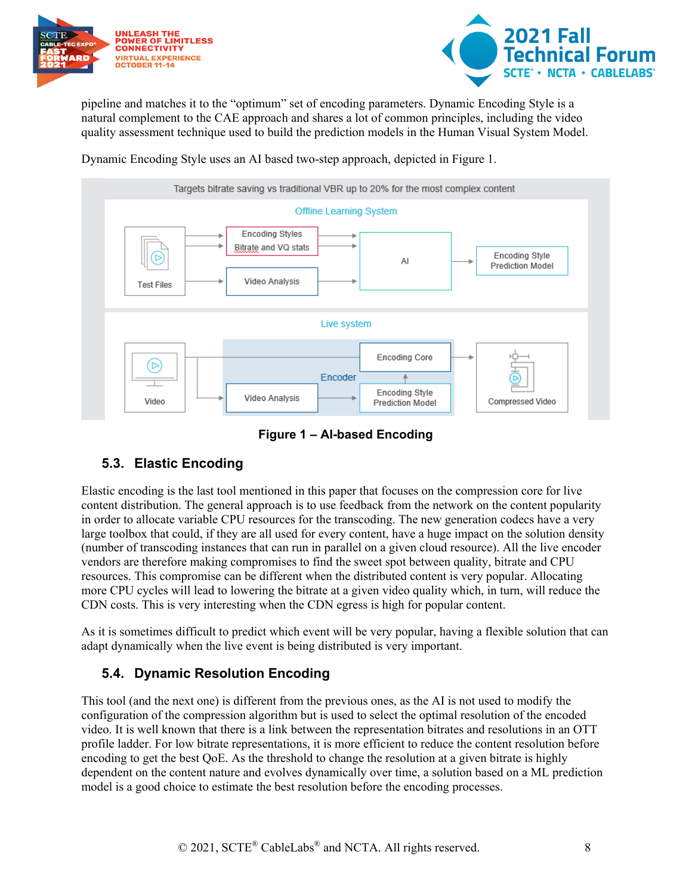pipeline and matches it to the "optimum" set of encoding parameters. Dynamic Encoding Style is a natural complement to the CAE approach and shares a lot of common principles, including the video quality assessment technique used to build the prediction models in the Human Visual System Model.

Dynamic Encoding Style uses an AI based two-step approach, depicted in Figure 1.

**Figure 1 – AI-based Encoding**

## 5.3. Elastic Encoding

Elastic encoding is the last tool mentioned in this paper that focuses on the compression core for live content distribution. The general approach is to use feedback from the network on the content popularity in order to allocate variable CPU resources for the transcoding. The new generation codecs have a very large toolbox that could, if they are all used for every content, have a huge impact on the solution density (number of transcoding instances that can run in parallel on a given cloud resource). All the live encoder vendors are therefore making compromises to find the sweet spot between quality, bitrate and CPU resources. This compromise can be different when the distributed content is very popular. Allocating more CPU cycles will lead to lowering the bitrate at a given video quality which, in turn, will reduce the CDN costs. This is very interesting when the CDN egress is high for popular content.

As it is sometimes difficult to predict which event will be very popular, having a flexible solution that can adapt dynamically when the live event is being distributed is very important.

## 5.4. Dynamic Resolution Encoding

This tool (and the next one) is different from the previous ones, as the AI is not used to modify the configuration of the compression algorithm but is used to select the optimal resolution of the encoded video. It is well known that there is a link between the representation bitrates and resolutions in an OTT profile ladder. For low bitrate representations, it is more efficient to reduce the content resolution before encoding to get the best QoE. As the threshold to change the resolution at a given bitrate is highly dependent on the content nature and evolves dynamically over time, a solution based on a ML prediction model is a good choice to estimate the best resolution before the encoding processes.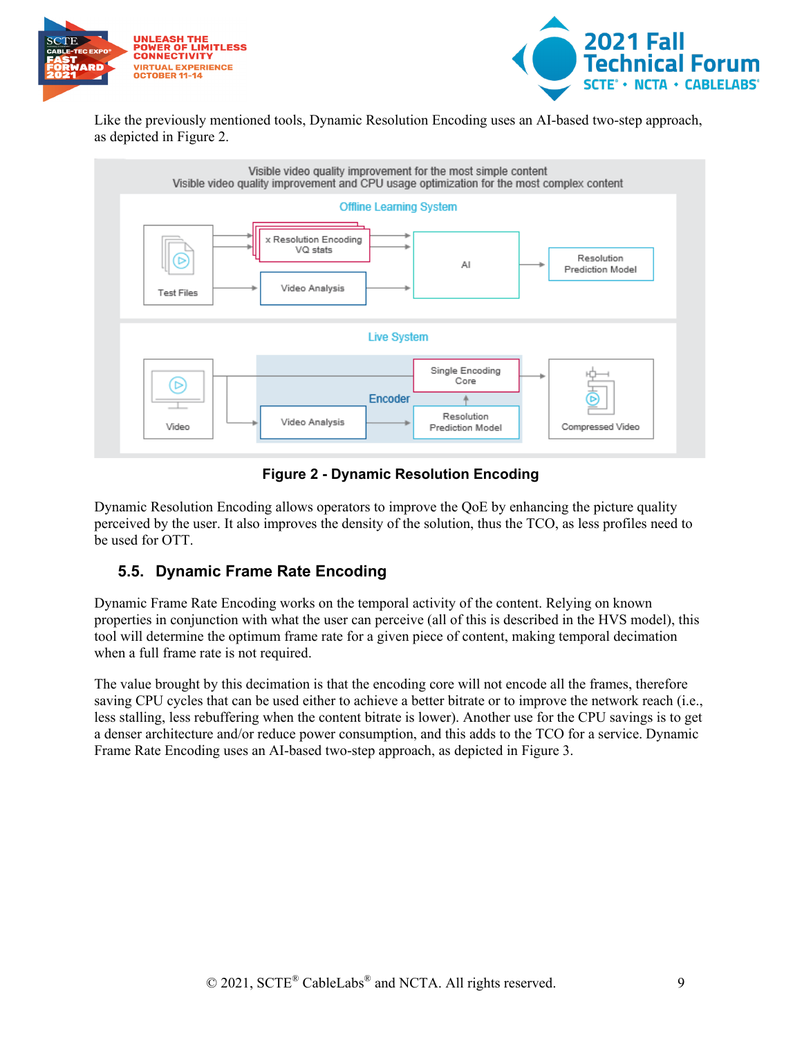Like the previously mentioned tools, Dynamic Resolution Encoding uses an AI-based two-step approach, as depicted in Figure 2.

**Figure 2 - Dynamic Resolution Encoding**

Dynamic Resolution Encoding allows operators to improve the QoE by enhancing the picture quality perceived by the user. It also improves the density of the solution, thus the TCO, as less profiles need to be used for OTT.

## 5.5. Dynamic Frame Rate Encoding

Dynamic Frame Rate Encoding works on the temporal activity of the content. Relying on known properties in conjunction with what the user can perceive (all of this is described in the HVS model), this tool will determine the optimum frame rate for a given piece of content, making temporal decimation when a full frame rate is not required.

The value brought by this decimation is that the encoding core will not encode all the frames, therefore saving CPU cycles that can be used either to achieve a better bitrate or to improve the network reach (i.e., less stalling, less rebuffering when the content bitrate is lower). Another use for the CPU savings is to get a denser architecture and/or reduce power consumption, and this adds to the TCO for a service. Dynamic Frame Rate Encoding uses an AI-based two-step approach, as depicted in Figure 3.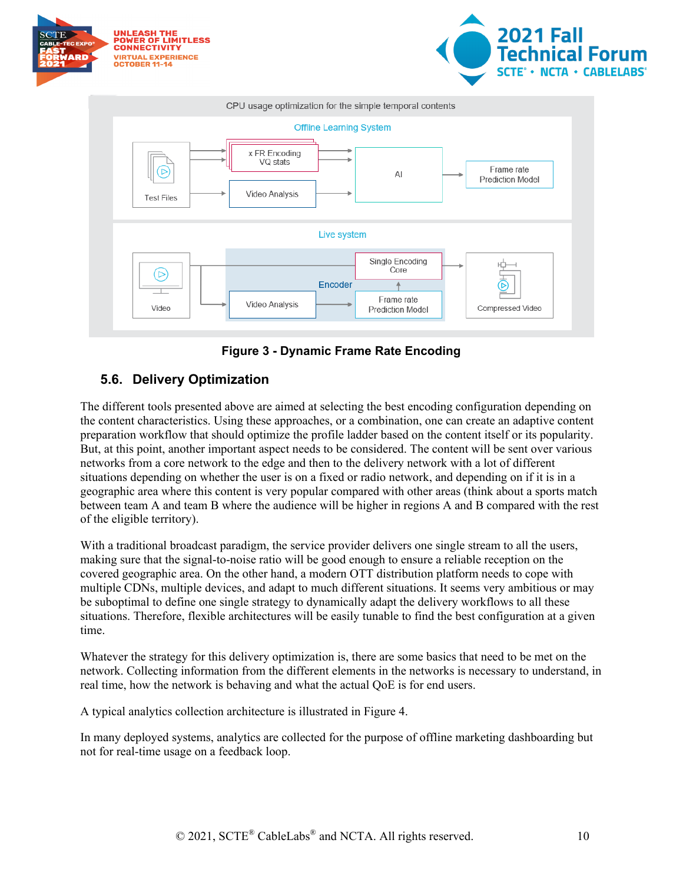Figure 3 - Dynamic Frame Rate Encoding

## 5.6. Delivery Optimization

The different tools presented above are aimed at selecting the best encoding configuration depending on the content characteristics. Using these approaches, or a combination, one can create an adaptive content preparation workflow that should optimize the profile ladder based on the content itself or its popularity. But, at this point, another important aspect needs to be considered. The content will be sent over various networks from a core network to the edge and then to the delivery network with a lot of different situations depending on whether the user is on a fixed or radio network, and depending on if it is in a geographic area where this content is very popular compared with other areas (think about a sports match between team A and team B where the audience will be higher in regions A and B compared with the rest of the eligible territory).

With a traditional broadcast paradigm, the service provider delivers one single stream to all the users, making sure that the signal-to-noise ratio will be good enough to ensure a reliable reception on the covered geographic area. On the other hand, a modern OTT distribution platform needs to cope with multiple CDNs, multiple devices, and adapt to much different situations. It seems very ambitious or may be suboptimal to define one single strategy to dynamically adapt the delivery workflows to all these situations. Therefore, flexible architectures will be easily tunable to find the best configuration at a given time.

Whatever the strategy for this delivery optimization is, there are some basics that need to be met on the network. Collecting information from the different elements in the networks is necessary to understand, in real time, how the network is behaving and what the actual QoE is for end users.

A typical analytics collection architecture is illustrated in Figure 4.

In many deployed systems, analytics are collected for the purpose of offline marketing dashboarding but not for real-time usage on a feedback loop.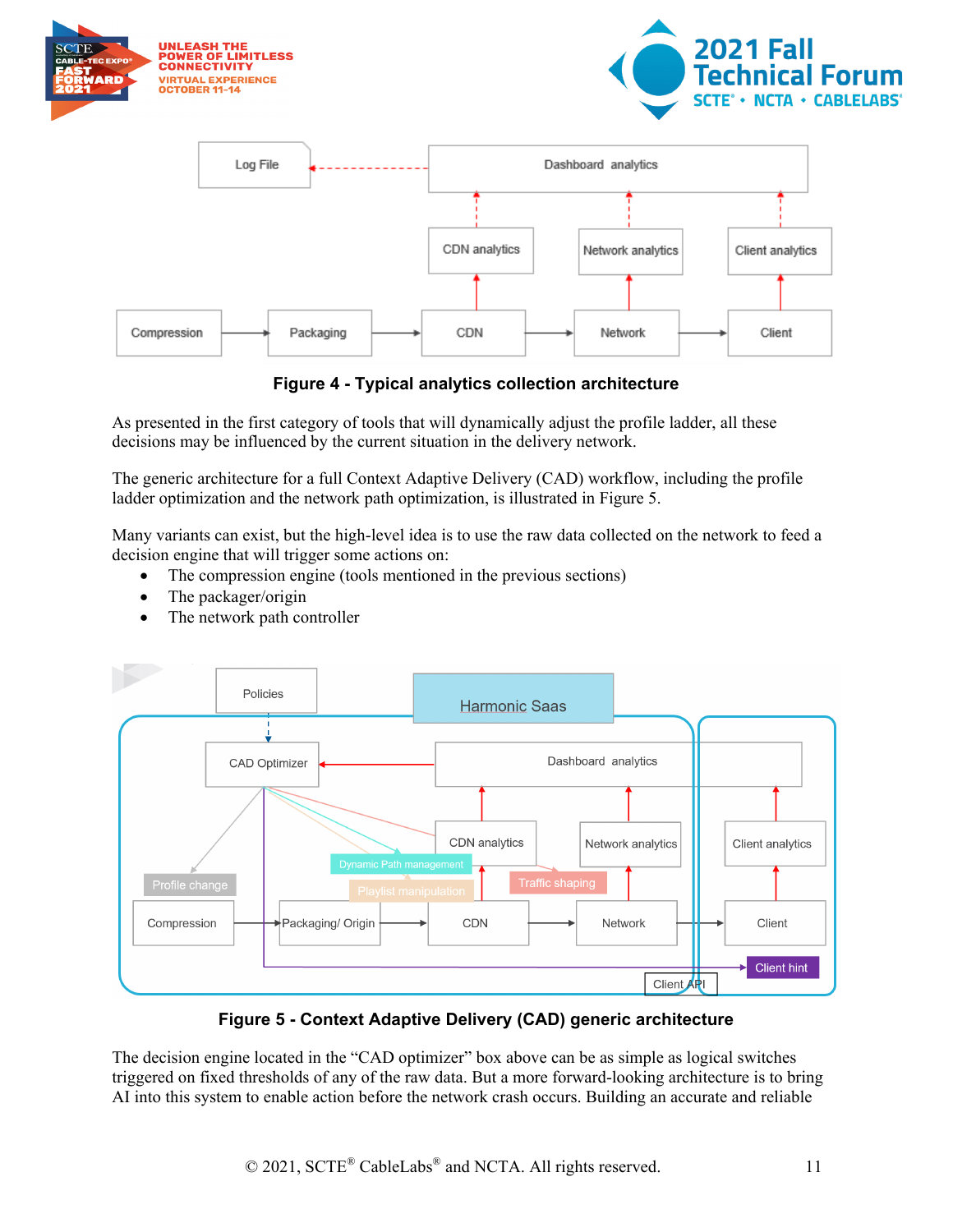**Figure 4 - Typical analytics collection architecture**

As presented in the first category of tools that will dynamically adjust the profile ladder, all these decisions may be influenced by the current situation in the delivery network.

The generic architecture for a full Context Adaptive Delivery (CAD) workflow, including the profile ladder optimization and the network path optimization, is illustrated in Figure 5.

Many variants can exist, but the high-level idea is to use the raw data collected on the network to feed a decision engine that will trigger some actions on:

- The compression engine (tools mentioned in the previous sections)
- The packager/origin
- The network path controller

**Figure 5 - Context Adaptive Delivery (CAD) generic architecture**

The decision engine located in the "CAD optimizer" box above can be as simple as logical switches triggered on fixed thresholds of any of the raw data. But a more forward-looking architecture is to bring AI into this system to enable action before the network crash occurs. Building an accurate and reliable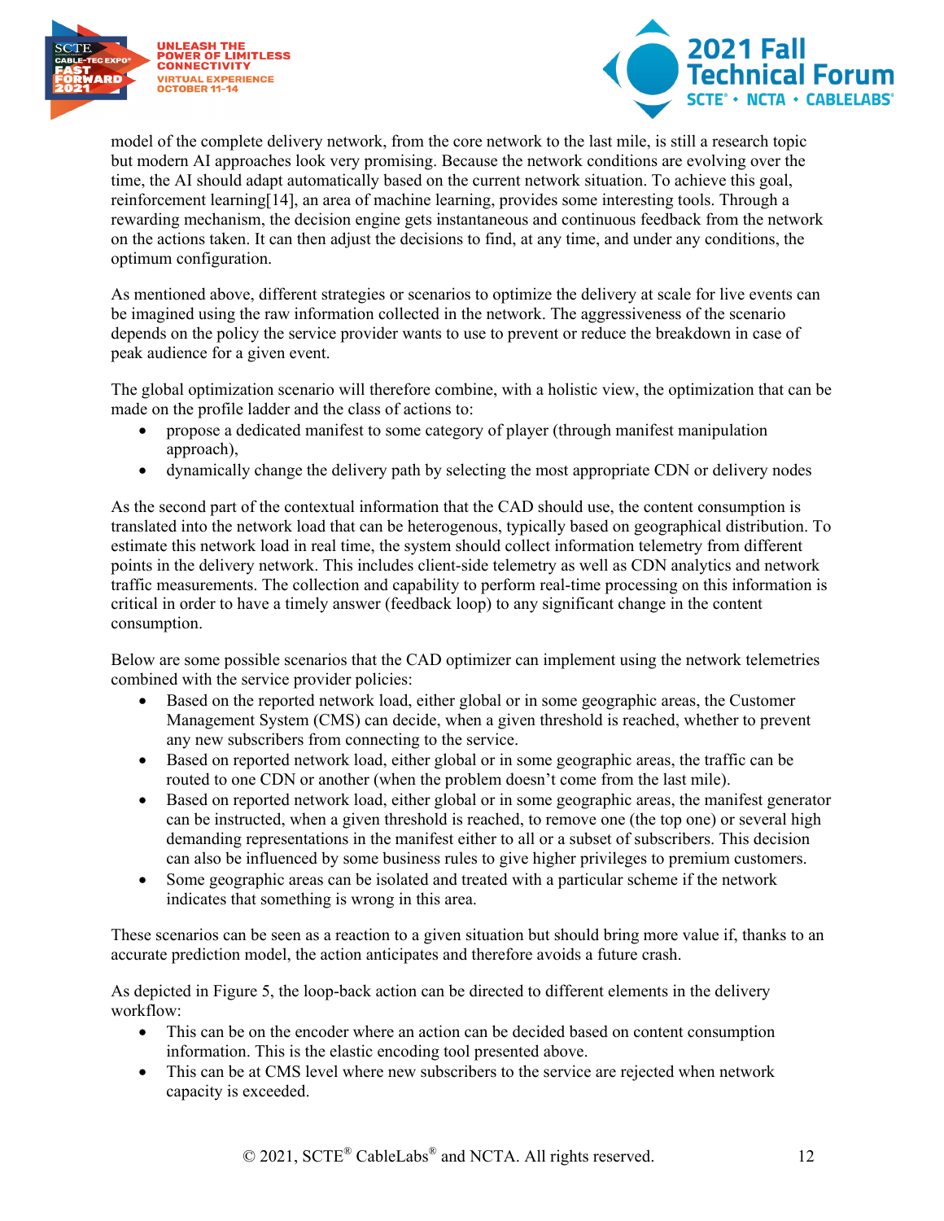model of the complete delivery network, from the core network to the last mile, is still a research topic but modern AI approaches look very promising. Because the network conditions are evolving over the time, the AI should adapt automatically based on the current network situation. To achieve this goal, reinforcement learning[14], an area of machine learning, provides some interesting tools. Through a rewarding mechanism, the decision engine gets instantaneous and continuous feedback from the network on the actions taken. It can then adjust the decisions to find, at any time, and under any conditions, the optimum configuration.

As mentioned above, different strategies or scenarios to optimize the delivery at scale for live events can be imagined using the raw information collected in the network. The aggressiveness of the scenario depends on the policy the service provider wants to use to prevent or reduce the breakdown in case of peak audience for a given event.

The global optimization scenario will therefore combine, with a holistic view, the optimization that can be made on the profile ladder and the class of actions to:

- propose a dedicated manifest to some category of player (through manifest manipulation approach),
- dynamically change the delivery path by selecting the most appropriate CDN or delivery nodes

As the second part of the contextual information that the CAD should use, the content consumption is translated into the network load that can be heterogenous, typically based on geographical distribution. To estimate this network load in real time, the system should collect information telemetry from different points in the delivery network. This includes client-side telemetry as well as CDN analytics and network traffic measurements. The collection and capability to perform real-time processing on this information is critical in order to have a timely answer (feedback loop) to any significant change in the content consumption.

Below are some possible scenarios that the CAD optimizer can implement using the network telemetries combined with the service provider policies:

- Based on the reported network load, either global or in some geographic areas, the Customer Management System (CMS) can decide, when a given threshold is reached, whether to prevent any new subscribers from connecting to the service.
- Based on reported network load, either global or in some geographic areas, the traffic can be routed to one CDN or another (when the problem doesn't come from the last mile).
- Based on reported network load, either global or in some geographic areas, the manifest generator can be instructed, when a given threshold is reached, to remove one (the top one) or several high demanding representations in the manifest either to all or a subset of subscribers. This decision can also be influenced by some business rules to give higher privileges to premium customers.
- Some geographic areas can be isolated and treated with a particular scheme if the network indicates that something is wrong in this area.

These scenarios can be seen as a reaction to a given situation but should bring more value if, thanks to an accurate prediction model, the action anticipates and therefore avoids a future crash.

As depicted in Figure 5, the loop-back action can be directed to different elements in the delivery workflow:

- This can be on the encoder where an action can be decided based on content consumption information. This is the elastic encoding tool presented above.
- This can be at CMS level where new subscribers to the service are rejected when network capacity is exceeded.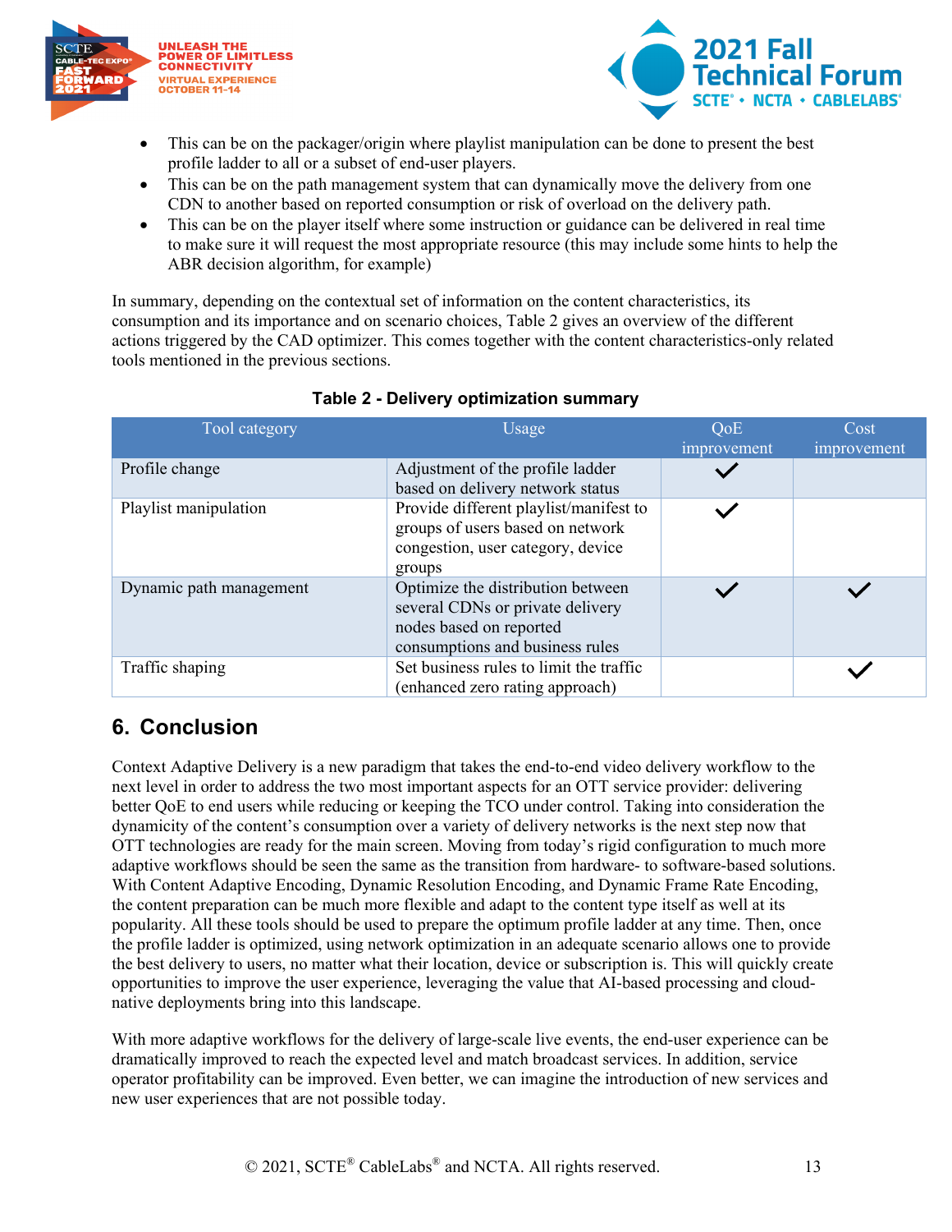- This can be on the packager/origin where playlist manipulation can be done to present the best profile ladder to all or a subset of end-user players.
- This can be on the path management system that can dynamically move the delivery from one CDN to another based on reported consumption or risk of overload on the delivery path.
- This can be on the player itself where some instruction or guidance can be delivered in real time to make sure it will request the most appropriate resource (this may include some hints to help the ABR decision algorithm, for example)

In summary, depending on the contextual set of information on the content characteristics, its consumption and its importance and on scenario choices, Table 2 gives an overview of the different actions triggered by the CAD optimizer. This comes together with the content characteristics-only related tools mentioned in the previous sections.

**Table 2 - Delivery optimization summary**

| Tool category | Usage | QoE improvement | Cost improvement |
|---|---|---|---|
| Profile change | Adjustment of the profile ladder based on delivery network status | ✓ | |
| Playlist manipulation | Provide different playlist/manifest to groups of users based on network congestion, user category, device groups | ✓ | |
| Dynamic path management | Optimize the distribution between several CDNs or private delivery nodes based on reported consumptions and business rules | ✓ | ✓ |
| Traffic shaping | Set business rules to limit the traffic (enhanced zero rating approach) | | ✓ |

## 6. Conclusion

Context Adaptive Delivery is a new paradigm that takes the end-to-end video delivery workflow to the next level in order to address the two most important aspects for an OTT service provider: delivering better QoE to end users while reducing or keeping the TCO under control. Taking into consideration the dynamicity of the content's consumption over a variety of delivery networks is the next step now that OTT technologies are ready for the main screen. Moving from today's rigid configuration to much more adaptive workflows should be seen the same as the transition from hardware- to software-based solutions. With Content Adaptive Encoding, Dynamic Resolution Encoding, and Dynamic Frame Rate Encoding, the content preparation can be much more flexible and adapt to the content type itself as well at its popularity. All these tools should be used to prepare the optimum profile ladder at any time. Then, once the profile ladder is optimized, using network optimization in an adequate scenario allows one to provide the best delivery to users, no matter what their location, device or subscription is. This will quickly create opportunities to improve the user experience, leveraging the value that AI-based processing and cloud-native deployments bring into this landscape.

With more adaptive workflows for the delivery of large-scale live events, the end-user experience can be dramatically improved to reach the expected level and match broadcast services. In addition, service operator profitability can be improved. Even better, we can imagine the introduction of new services and new user experiences that are not possible today.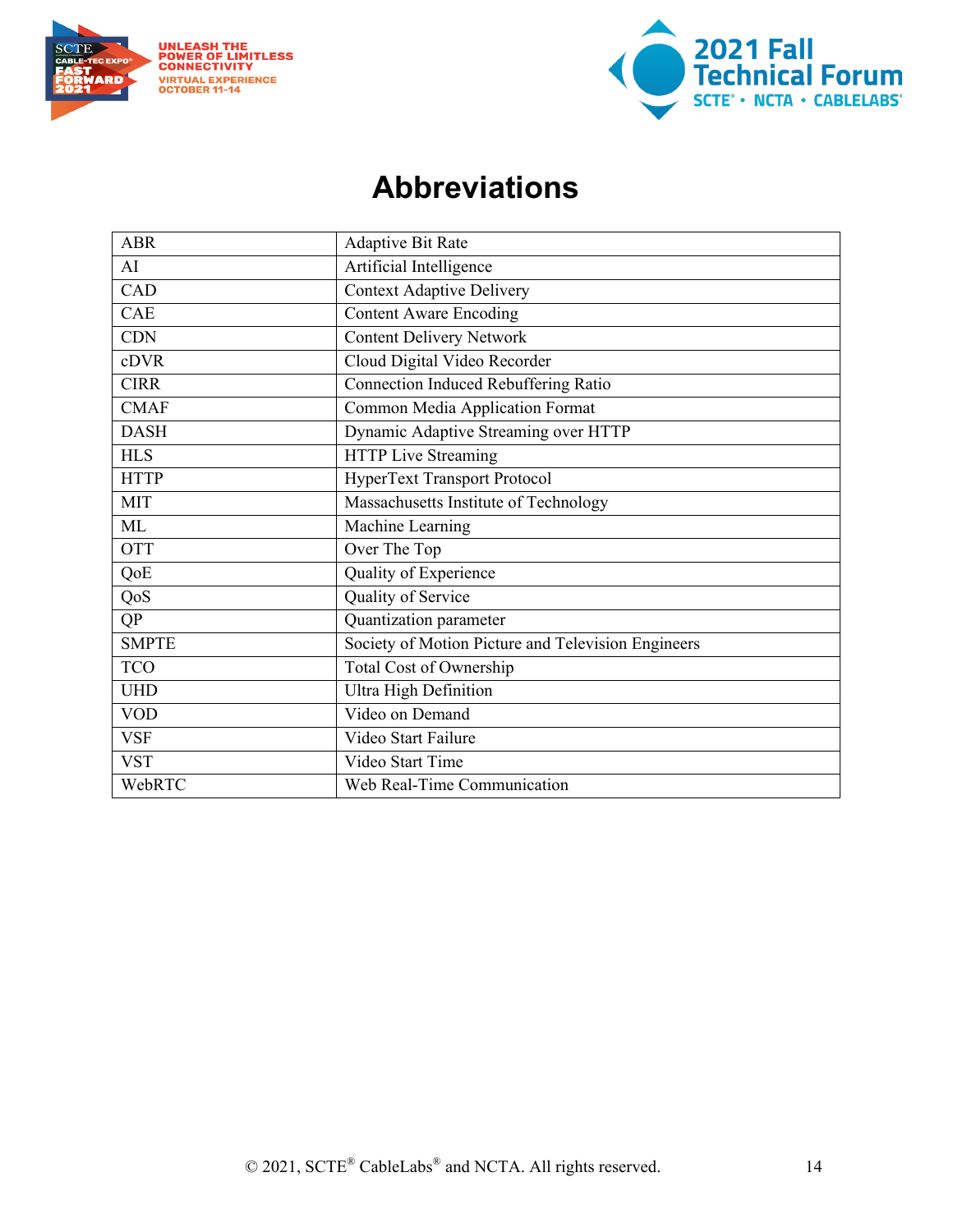# Abbreviations

| | |
|---|---|
| ABR | Adaptive Bit Rate |
| AI | Artificial Intelligence |
| CAD | Context Adaptive Delivery |
| CAE | Content Aware Encoding |
| CDN | Content Delivery Network |
| cDVR | Cloud Digital Video Recorder |
| CIRR | Connection Induced Rebuffering Ratio |
| CMAF | Common Media Application Format |
| DASH | Dynamic Adaptive Streaming over HTTP |
| HLS | HTTP Live Streaming |
| HTTP | HyperText Transport Protocol |
| MIT | Massachusetts Institute of Technology |
| ML | Machine Learning |
| OTT | Over The Top |
| QoE | Quality of Experience |
| QoS | Quality of Service |
| QP | Quantization parameter |
| SMPTE | Society of Motion Picture and Television Engineers |
| TCO | Total Cost of Ownership |
| UHD | Ultra High Definition |
| VOD | Video on Demand |
| VSF | Video Start Failure |
| VST | Video Start Time |
| WebRTC | Web Real-Time Communication |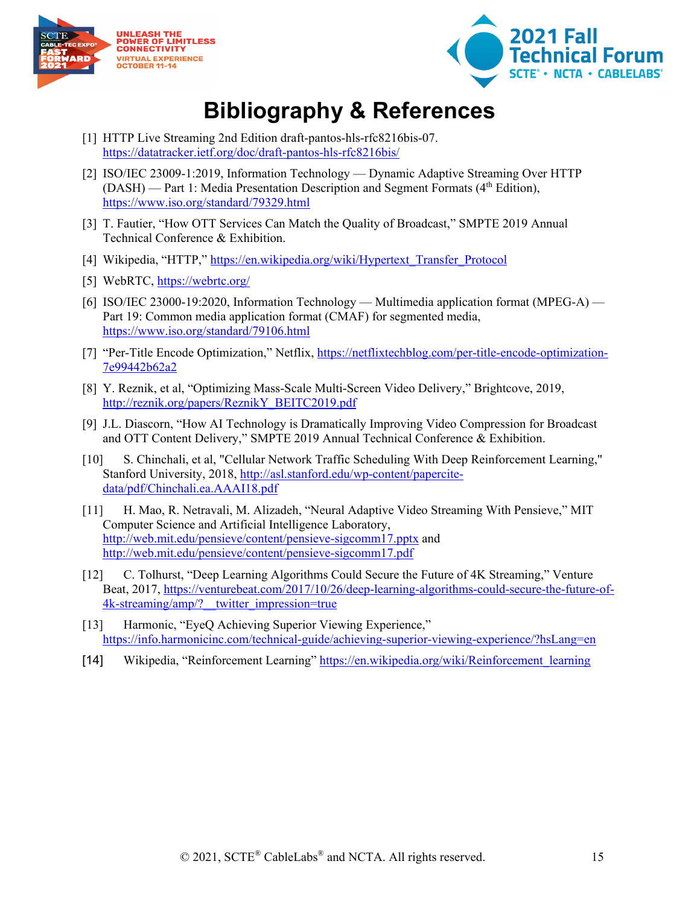# Bibliography & References

[1] HTTP Live Streaming 2nd Edition draft-pantos-hls-rfc8216bis-07. https://datatracker.ietf.org/doc/draft-pantos-hls-rfc8216bis/

[2] ISO/IEC 23009-1:2019, Information Technology — Dynamic Adaptive Streaming Over HTTP (DASH) — Part 1: Media Presentation Description and Segment Formats (4th Edition), https://www.iso.org/standard/79329.html

[3] T. Fautier, "How OTT Services Can Match the Quality of Broadcast," SMPTE 2019 Annual Technical Conference & Exhibition.

[4] Wikipedia, "HTTP," https://en.wikipedia.org/wiki/Hypertext_Transfer_Protocol

[5] WebRTC, https://webrtc.org/

[6] ISO/IEC 23000-19:2020, Information Technology — Multimedia application format (MPEG-A) — Part 19: Common media application format (CMAF) for segmented media, https://www.iso.org/standard/79106.html

[7] "Per-Title Encode Optimization," Netflix, https://netflixtechblog.com/per-title-encode-optimization-7e99442b62a2

[8] Y. Reznik, et al, "Optimizing Mass-Scale Multi-Screen Video Delivery," Brightcove, 2019, http://reznik.org/papers/ReznikY_BEITC2019.pdf

[9] J.L. Diascorn, "How AI Technology is Dramatically Improving Video Compression for Broadcast and OTT Content Delivery," SMPTE 2019 Annual Technical Conference & Exhibition.

[10] S. Chinchali, et al, "Cellular Network Traffic Scheduling With Deep Reinforcement Learning," Stanford University, 2018, http://asl.stanford.edu/wp-content/papercite-data/pdf/Chinchali.ea.AAAI18.pdf

[11] H. Mao, R. Netravali, M. Alizadeh, "Neural Adaptive Video Streaming With Pensieve," MIT Computer Science and Artificial Intelligence Laboratory, http://web.mit.edu/pensieve/content/pensieve-sigcomm17.pptx and http://web.mit.edu/pensieve/content/pensieve-sigcomm17.pdf

[12] C. Tolhurst, "Deep Learning Algorithms Could Secure the Future of 4K Streaming," Venture Beat, 2017, https://venturebeat.com/2017/10/26/deep-learning-algorithms-could-secure-the-future-of-4k-streaming/amp/?__twitter_impression=true

[13] Harmonic, "EyeQ Achieving Superior Viewing Experience," https://info.harmonicinc.com/technical-guide/achieving-superior-viewing-experience/?hsLang=en

[14] Wikipedia, "Reinforcement Learning" https://en.wikipedia.org/wiki/Reinforcement_learning